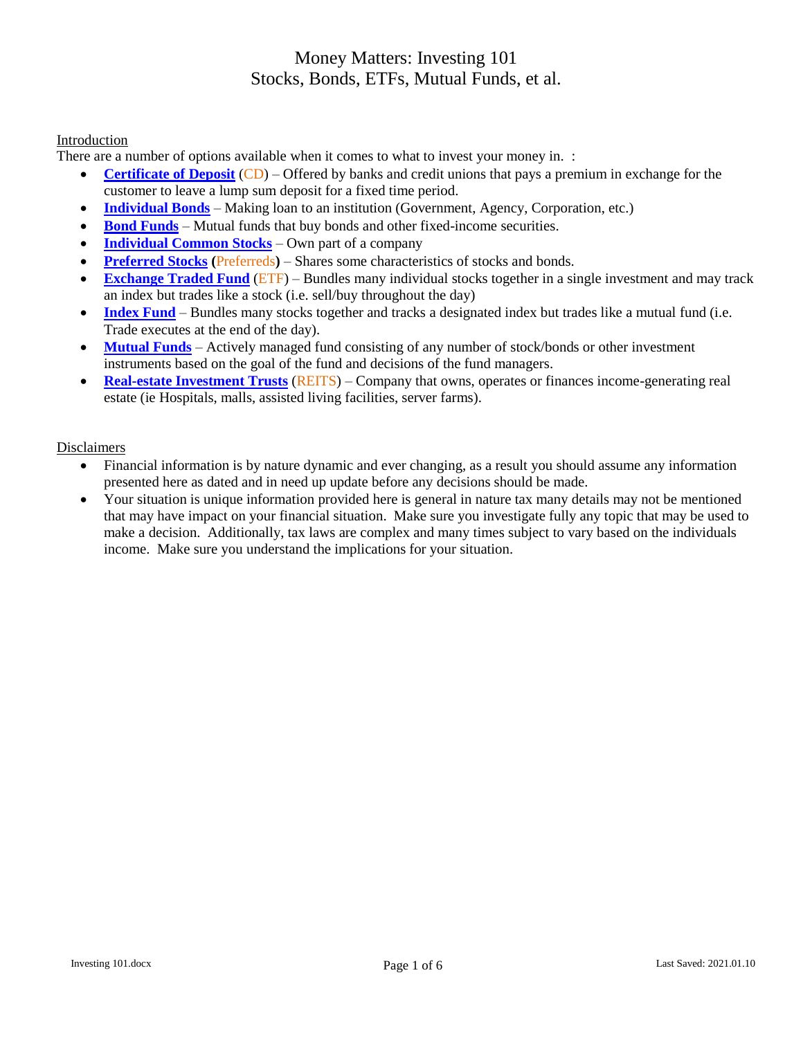# Money Matters: Investing 101
## Stocks, Bonds, ETFs, Mutual Funds, et al.

### Introduction

There are a number of options available when it comes to what to invest your money in. :

- **Certificate of Deposit** (CD) – Offered by banks and credit unions that pays a premium in exchange for the customer to leave a lump sum deposit for a fixed time period.
- **Individual Bonds** – Making loan to an institution (Government, Agency, Corporation, etc.)
- **Bond Funds** – Mutual funds that buy bonds and other fixed-income securities.
- **Individual Common Stocks** – Own part of a company
- **Preferred Stocks** (Preferreds**)** – Shares some characteristics of stocks and bonds.
- **Exchange Traded Fund** (ETF) – Bundles many individual stocks together in a single investment and may track an index but trades like a stock (i.e. sell/buy throughout the day)
- **Index Fund** – Bundles many stocks together and tracks a designated index but trades like a mutual fund (i.e. Trade executes at the end of the day).
- **Mutual Funds** – Actively managed fund consisting of any number of stock/bonds or other investment instruments based on the goal of the fund and decisions of the fund managers.
- **Real-estate Investment Trusts** (REITS) – Company that owns, operates or finances income-generating real estate (ie Hospitals, malls, assisted living facilities, server farms).

### Disclaimers

- Financial information is by nature dynamic and ever changing, as a result you should assume any information presented here as dated and in need up update before any decisions should be made.
- Your situation is unique information provided here is general in nature tax many details may not be mentioned that may have impact on your financial situation. Make sure you investigate fully any topic that may be used to make a decision. Additionally, tax laws are complex and many times subject to vary based on the individuals income. Make sure you understand the implications for your situation.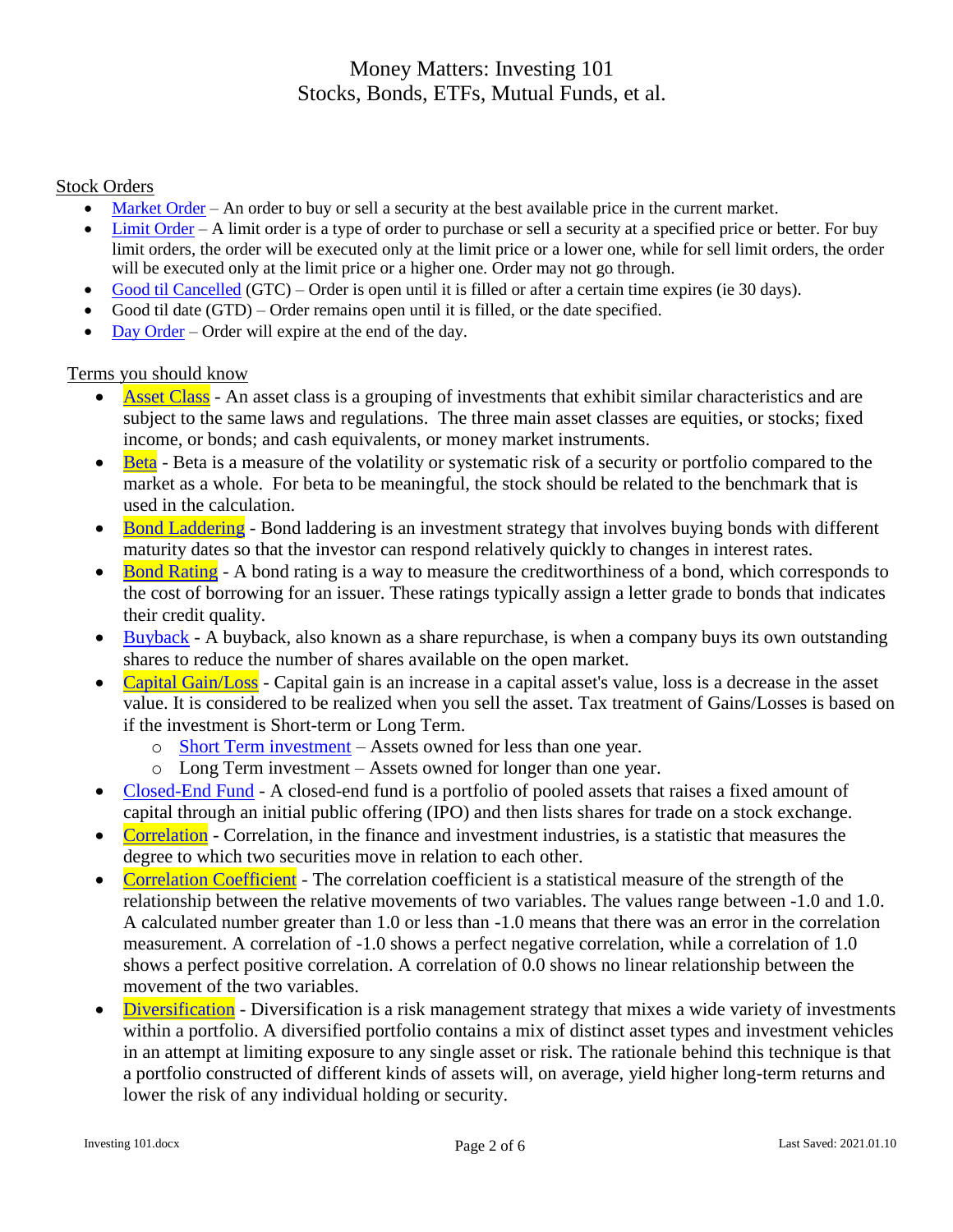## Stock Orders

- Market Order – An order to buy or sell a security at the best available price in the current market.
- Limit Order – A limit order is a type of order to purchase or sell a security at a specified price or better. For buy limit orders, the order will be executed only at the limit price or a lower one, while for sell limit orders, the order will be executed only at the limit price or a higher one. Order may not go through.
- Good til Cancelled (GTC) – Order is open until it is filled or after a certain time expires (ie 30 days).
- Good til date (GTD) – Order remains open until it is filled, or the date specified.
- Day Order – Order will expire at the end of the day.

## Terms you should know

- Asset Class - An asset class is a grouping of investments that exhibit similar characteristics and are subject to the same laws and regulations. The three main asset classes are equities, or stocks; fixed income, or bonds; and cash equivalents, or money market instruments.
- Beta - Beta is a measure of the volatility or systematic risk of a security or portfolio compared to the market as a whole. For beta to be meaningful, the stock should be related to the benchmark that is used in the calculation.
- Bond Laddering - Bond laddering is an investment strategy that involves buying bonds with different maturity dates so that the investor can respond relatively quickly to changes in interest rates.
- Bond Rating - A bond rating is a way to measure the creditworthiness of a bond, which corresponds to the cost of borrowing for an issuer. These ratings typically assign a letter grade to bonds that indicates their credit quality.
- Buyback - A buyback, also known as a share repurchase, is when a company buys its own outstanding shares to reduce the number of shares available on the open market.
- Capital Gain/Loss - Capital gain is an increase in a capital asset's value, loss is a decrease in the asset value. It is considered to be realized when you sell the asset. Tax treatment of Gains/Losses is based on if the investment is Short-term or Long Term.
  - Short Term investment – Assets owned for less than one year.
  - Long Term investment – Assets owned for longer than one year.
- Closed-End Fund - A closed-end fund is a portfolio of pooled assets that raises a fixed amount of capital through an initial public offering (IPO) and then lists shares for trade on a stock exchange.
- Correlation - Correlation, in the finance and investment industries, is a statistic that measures the degree to which two securities move in relation to each other.
- Correlation Coefficient - The correlation coefficient is a statistical measure of the strength of the relationship between the relative movements of two variables. The values range between -1.0 and 1.0. A calculated number greater than 1.0 or less than -1.0 means that there was an error in the correlation measurement. A correlation of -1.0 shows a perfect negative correlation, while a correlation of 1.0 shows a perfect positive correlation. A correlation of 0.0 shows no linear relationship between the movement of the two variables.
- Diversification - Diversification is a risk management strategy that mixes a wide variety of investments within a portfolio. A diversified portfolio contains a mix of distinct asset types and investment vehicles in an attempt at limiting exposure to any single asset or risk. The rationale behind this technique is that a portfolio constructed of different kinds of assets will, on average, yield higher long-term returns and lower the risk of any individual holding or security.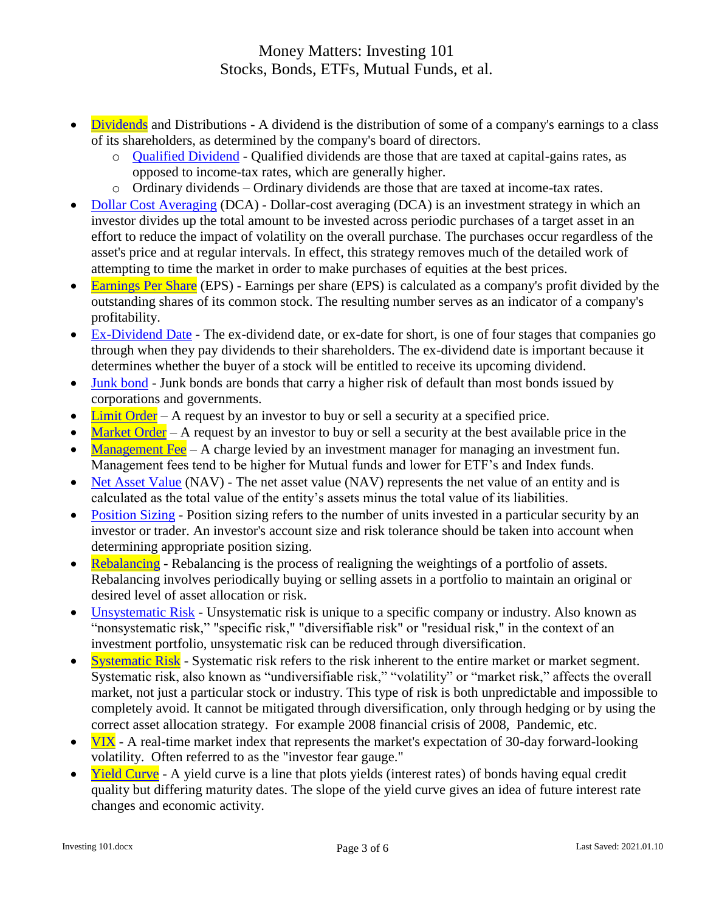- Dividends and Distributions - A dividend is the distribution of some of a company's earnings to a class of its shareholders, as determined by the company's board of directors.
    - Qualified Dividend - Qualified dividends are those that are taxed at capital-gains rates, as opposed to income-tax rates, which are generally higher.
    - Ordinary dividends – Ordinary dividends are those that are taxed at income-tax rates.
- Dollar Cost Averaging (DCA) - Dollar-cost averaging (DCA) is an investment strategy in which an investor divides up the total amount to be invested across periodic purchases of a target asset in an effort to reduce the impact of volatility on the overall purchase. The purchases occur regardless of the asset's price and at regular intervals. In effect, this strategy removes much of the detailed work of attempting to time the market in order to make purchases of equities at the best prices.
- Earnings Per Share (EPS) - Earnings per share (EPS) is calculated as a company's profit divided by the outstanding shares of its common stock. The resulting number serves as an indicator of a company's profitability.
- Ex-Dividend Date - The ex-dividend date, or ex-date for short, is one of four stages that companies go through when they pay dividends to their shareholders. The ex-dividend date is important because it determines whether the buyer of a stock will be entitled to receive its upcoming dividend.
- Junk bond - Junk bonds are bonds that carry a higher risk of default than most bonds issued by corporations and governments.
- Limit Order – A request by an investor to buy or sell a security at a specified price.
- Market Order – A request by an investor to buy or sell a security at the best available price in the
- Management Fee – A charge levied by an investment manager for managing an investment fun. Management fees tend to be higher for Mutual funds and lower for ETF's and Index funds.
- Net Asset Value (NAV) - The net asset value (NAV) represents the net value of an entity and is calculated as the total value of the entity's assets minus the total value of its liabilities.
- Position Sizing - Position sizing refers to the number of units invested in a particular security by an investor or trader. An investor's account size and risk tolerance should be taken into account when determining appropriate position sizing.
- Rebalancing - Rebalancing is the process of realigning the weightings of a portfolio of assets. Rebalancing involves periodically buying or selling assets in a portfolio to maintain an original or desired level of asset allocation or risk.
- Unsystematic Risk - Unsystematic risk is unique to a specific company or industry. Also known as "nonsystematic risk," "specific risk," "diversifiable risk" or "residual risk," in the context of an investment portfolio, unsystematic risk can be reduced through diversification.
- Systematic Risk - Systematic risk refers to the risk inherent to the entire market or market segment. Systematic risk, also known as "undiversifiable risk," "volatility" or "market risk," affects the overall market, not just a particular stock or industry. This type of risk is both unpredictable and impossible to completely avoid. It cannot be mitigated through diversification, only through hedging or by using the correct asset allocation strategy. For example 2008 financial crisis of 2008, Pandemic, etc.
- VIX - A real-time market index that represents the market's expectation of 30-day forward-looking volatility. Often referred to as the "investor fear gauge."
- Yield Curve - A yield curve is a line that plots yields (interest rates) of bonds having equal credit quality but differing maturity dates. The slope of the yield curve gives an idea of future interest rate changes and economic activity.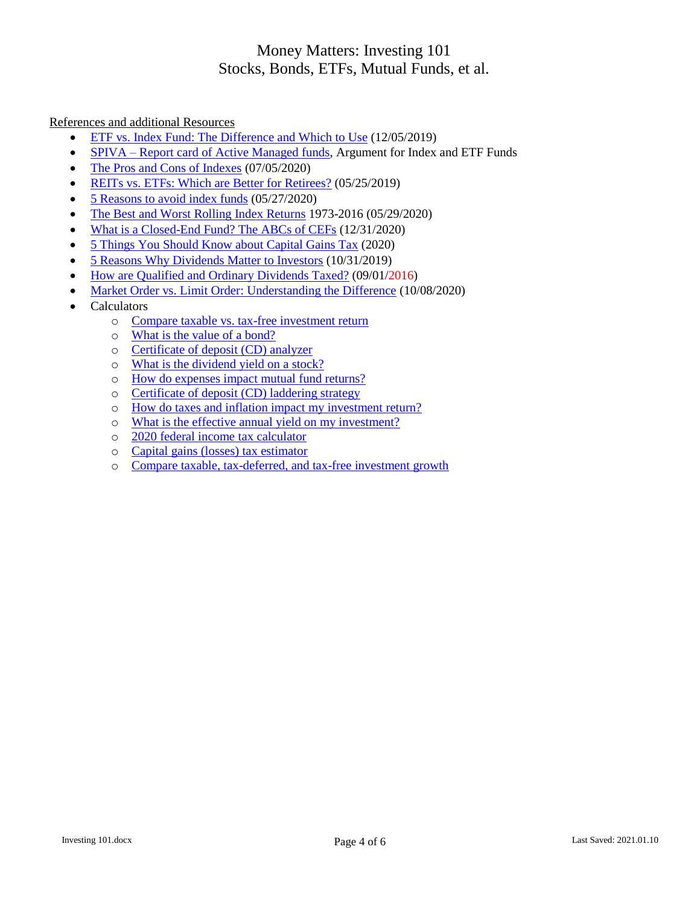# Money Matters: Investing 101
## Stocks, Bonds, ETFs, Mutual Funds, et al.

References and additional Resources

- ETF vs. Index Fund: The Difference and Which to Use (12/05/2019)
- SPIVA – Report card of Active Managed funds, Argument for Index and ETF Funds
- The Pros and Cons of Indexes (07/05/2020)
- REITs vs. ETFs: Which are Better for Retirees? (05/25/2019)
- 5 Reasons to avoid index funds (05/27/2020)
- The Best and Worst Rolling Index Returns 1973-2016 (05/29/2020)
- What is a Closed-End Fund? The ABCs of CEFs (12/31/2020)
- 5 Things You Should Know about Capital Gains Tax (2020)
- 5 Reasons Why Dividends Matter to Investors (10/31/2019)
- How are Qualified and Ordinary Dividends Taxed? (09/01/2016)
- Market Order vs. Limit Order: Understanding the Difference (10/08/2020)
- Calculators
  - Compare taxable vs. tax-free investment return
  - What is the value of a bond?
  - Certificate of deposit (CD) analyzer
  - What is the dividend yield on a stock?
  - How do expenses impact mutual fund returns?
  - Certificate of deposit (CD) laddering strategy
  - How do taxes and inflation impact my investment return?
  - What is the effective annual yield on my investment?
  - 2020 federal income tax calculator
  - Capital gains (losses) tax estimator
  - Compare taxable, tax-deferred, and tax-free investment growth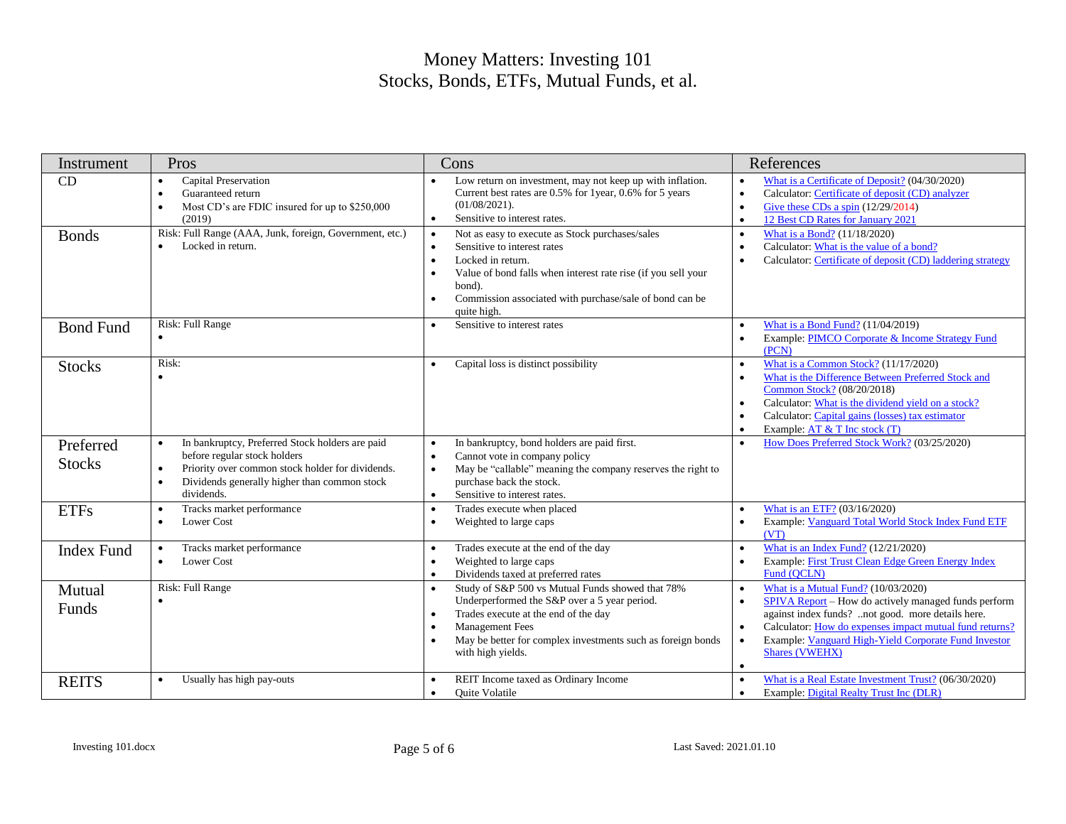# Money Matters: Investing 101
## Stocks, Bonds, ETFs, Mutual Funds, et al.

| Instrument | Pros | Cons | References |
|---|---|---|---|
| CD | • Capital Preservation<br>• Guaranteed return<br>• Most CD's are FDIC insured for up to $250,000 (2019) | • Low return on investment, may not keep up with inflation. Current best rates are 0.5% for 1year, 0.6% for 5 years (01/08/2021).<br>• Sensitive to interest rates. | • What is a Certificate of Deposit? (04/30/2020)<br>• Calculator: Certificate of deposit (CD) analyzer<br>• Give these CDs a spin (12/29/2014)<br>• 12 Best CD Rates for January 2021 |
| Bonds | Risk: Full Range (AAA, Junk, foreign, Government, etc.)<br>• Locked in return. | • Not as easy to execute as Stock purchases/sales<br>• Sensitive to interest rates<br>• Locked in return.<br>• Value of bond falls when interest rate rise (if you sell your bond).<br>• Commission associated with purchase/sale of bond can be quite high. | • What is a Bond? (11/18/2020)<br>• Calculator: What is the value of a bond?<br>• Calculator: Certificate of deposit (CD) laddering strategy |
| Bond Fund | Risk: Full Range<br>• | • Sensitive to interest rates | • What is a Bond Fund? (11/04/2019)<br>• Example: PIMCO Corporate & Income Strategy Fund (PCN) |
| Stocks | Risk:<br>• | • Capital loss is distinct possibility | • What is a Common Stock? (11/17/2020)<br>• What is the Difference Between Preferred Stock and Common Stock? (08/20/2018)<br>• Calculator: What is the dividend yield on a stock?<br>• Calculator: Capital gains (losses) tax estimator<br>• Example: AT & T Inc stock (T) |
| Preferred Stocks | • In bankruptcy, Preferred Stock holders are paid before regular stock holders<br>• Priority over common stock holder for dividends.<br>• Dividends generally higher than common stock dividends. | • In bankruptcy, bond holders are paid first.<br>• Cannot vote in company policy<br>• May be "callable" meaning the company reserves the right to purchase back the stock.<br>• Sensitive to interest rates. | • How Does Preferred Stock Work? (03/25/2020) |
| ETFs | • Tracks market performance<br>• Lower Cost | • Trades execute when placed<br>• Weighted to large caps | • What is an ETF? (03/16/2020)<br>• Example: Vanguard Total World Stock Index Fund ETF (VT) |
| Index Fund | • Tracks market performance<br>• Lower Cost | • Trades execute at the end of the day<br>• Weighted to large caps<br>• Dividends taxed at preferred rates | • What is an Index Fund? (12/21/2020)<br>• Example: First Trust Clean Edge Green Energy Index Fund (QCLN) |
| Mutual Funds | Risk: Full Range<br>• | • Study of S&P 500 vs Mutual Funds showed that 78% Underperformed the S&P over a 5 year period.<br>• Trades execute at the end of the day<br>• Management Fees<br>• May be better for complex investments such as foreign bonds with high yields. | • What is a Mutual Fund? (10/03/2020)<br>• SPIVA Report – How do actively managed funds perform against index funds? ..not good. more details here.<br>• Calculator: How do expenses impact mutual fund returns?<br>• Example: Vanguard High-Yield Corporate Fund Investor Shares (VWEHX)<br>• |
| REITS | • Usually has high pay-outs | • REIT Income taxed as Ordinary Income<br>• Quite Volatile | • What is a Real Estate Investment Trust? (06/30/2020)<br>• Example: Digital Realty Trust Inc (DLR) |

Investing 101.docx

Last Saved: 2021.01.10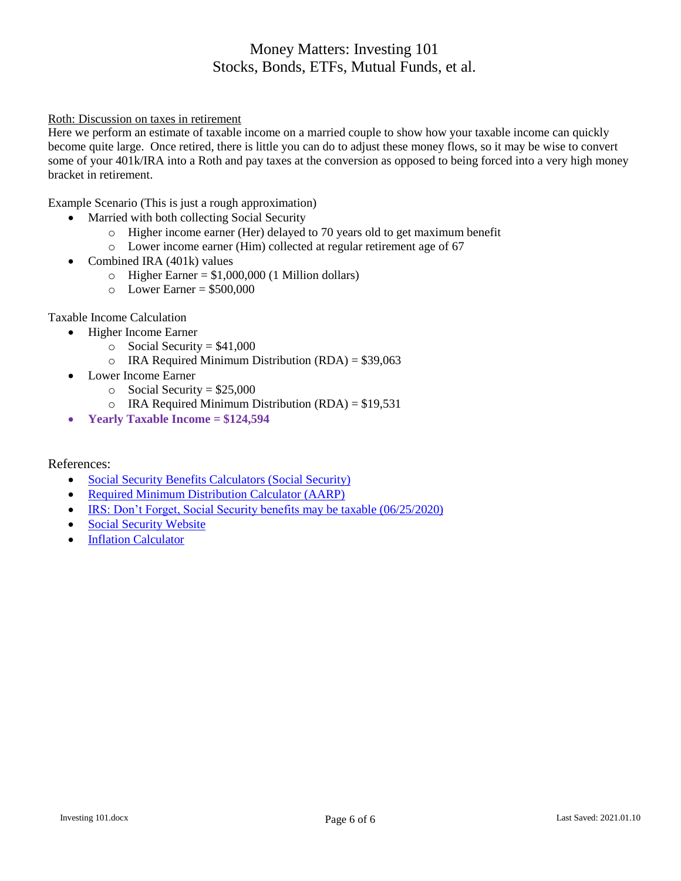Roth: Discussion on taxes in retirement

Here we perform an estimate of taxable income on a married couple to show how your taxable income can quickly become quite large. Once retired, there is little you can do to adjust these money flows, so it may be wise to convert some of your 401k/IRA into a Roth and pay taxes at the conversion as opposed to being forced into a very high money bracket in retirement.

Example Scenario (This is just a rough approximation)

- Married with both collecting Social Security
  - Higher income earner (Her) delayed to 70 years old to get maximum benefit
  - Lower income earner (Him) collected at regular retirement age of 67
- Combined IRA (401k) values
  - Higher Earner = $1,000,000 (1 Million dollars)
  - Lower Earner = $500,000

Taxable Income Calculation

- Higher Income Earner
  - Social Security = $41,000
  - IRA Required Minimum Distribution (RDA) = $39,063
- Lower Income Earner
  - Social Security = $25,000
  - IRA Required Minimum Distribution (RDA) = $19,531
- **Yearly Taxable Income = $124,594**

References:

- Social Security Benefits Calculators (Social Security)
- Required Minimum Distribution Calculator (AARP)
- IRS: Don't Forget, Social Security benefits may be taxable (06/25/2020)
- Social Security Website
- Inflation Calculator